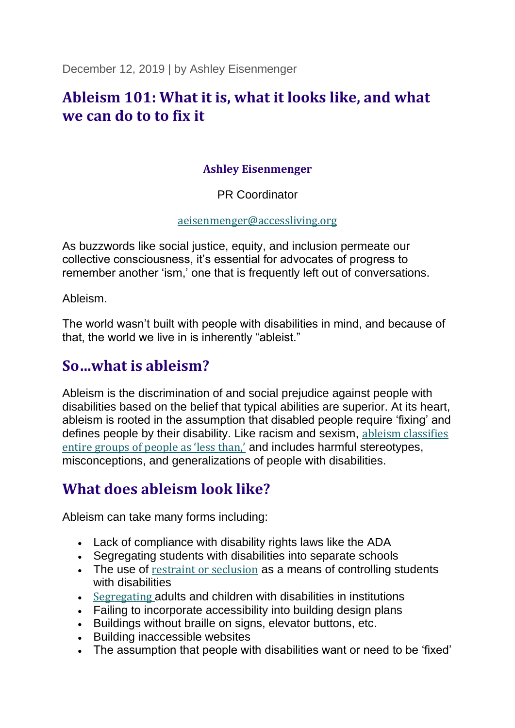December 12, 2019 | by Ashley Eisenmenger

# Ableism 101: What it is, what it looks like, and what we can do to to fix it

**Ashley Eisenmenger**

PR Coordinator

aeisenmenger@accessliving.org

As buzzwords like social justice, equity, and inclusion permeate our collective consciousness, it's essential for advocates of progress to remember another 'ism,' one that is frequently left out of conversations.

Ableism.

The world wasn't built with people with disabilities in mind, and because of that, the world we live in is inherently "ableist."

## So…what is ableism?

Ableism is the discrimination of and social prejudice against people with disabilities based on the belief that typical abilities are superior. At its heart, ableism is rooted in the assumption that disabled people require 'fixing' and defines people by their disability. Like racism and sexism, ableism classifies entire groups of people as 'less than,' and includes harmful stereotypes, misconceptions, and generalizations of people with disabilities.

## What does ableism look like?

Ableism can take many forms including:

- Lack of compliance with disability rights laws like the ADA
- Segregating students with disabilities into separate schools
- The use of restraint or seclusion as a means of controlling students with disabilities
- Segregating adults and children with disabilities in institutions
- Failing to incorporate accessibility into building design plans
- Buildings without braille on signs, elevator buttons, etc.
- Building inaccessible websites
- The assumption that people with disabilities want or need to be 'fixed'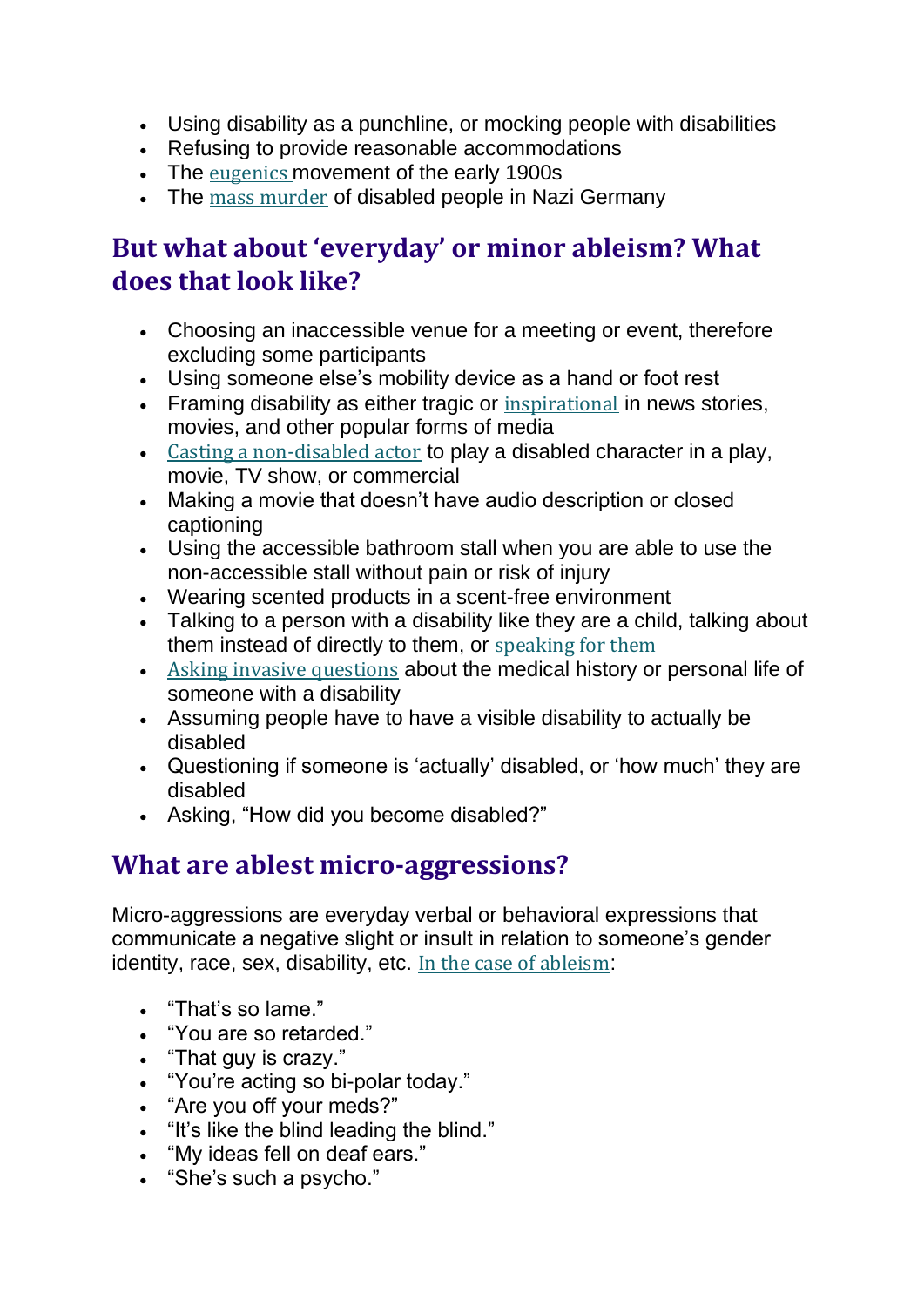- Using disability as a punchline, or mocking people with disabilities
- Refusing to provide reasonable accommodations
- The eugenics movement of the early 1900s
- The mass murder of disabled people in Nazi Germany

## But what about 'everyday' or minor ableism? What does that look like?

- Choosing an inaccessible venue for a meeting or event, therefore excluding some participants
- Using someone else's mobility device as a hand or foot rest
- Framing disability as either tragic or inspirational in news stories, movies, and other popular forms of media
- Casting a non-disabled actor to play a disabled character in a play, movie, TV show, or commercial
- Making a movie that doesn't have audio description or closed captioning
- Using the accessible bathroom stall when you are able to use the non-accessible stall without pain or risk of injury
- Wearing scented products in a scent-free environment
- Talking to a person with a disability like they are a child, talking about them instead of directly to them, or speaking for them
- Asking invasive questions about the medical history or personal life of someone with a disability
- Assuming people have to have a visible disability to actually be disabled
- Questioning if someone is 'actually' disabled, or 'how much' they are disabled
- Asking, "How did you become disabled?"

## What are ablest micro-aggressions?

Micro-aggressions are everyday verbal or behavioral expressions that communicate a negative slight or insult in relation to someone's gender identity, race, sex, disability, etc. In the case of ableism:

- "That's so lame."
- "You are so retarded."
- "That guy is crazy."
- "You're acting so bi-polar today."
- "Are you off your meds?"
- "It's like the blind leading the blind."
- "My ideas fell on deaf ears."
- "She's such a psycho."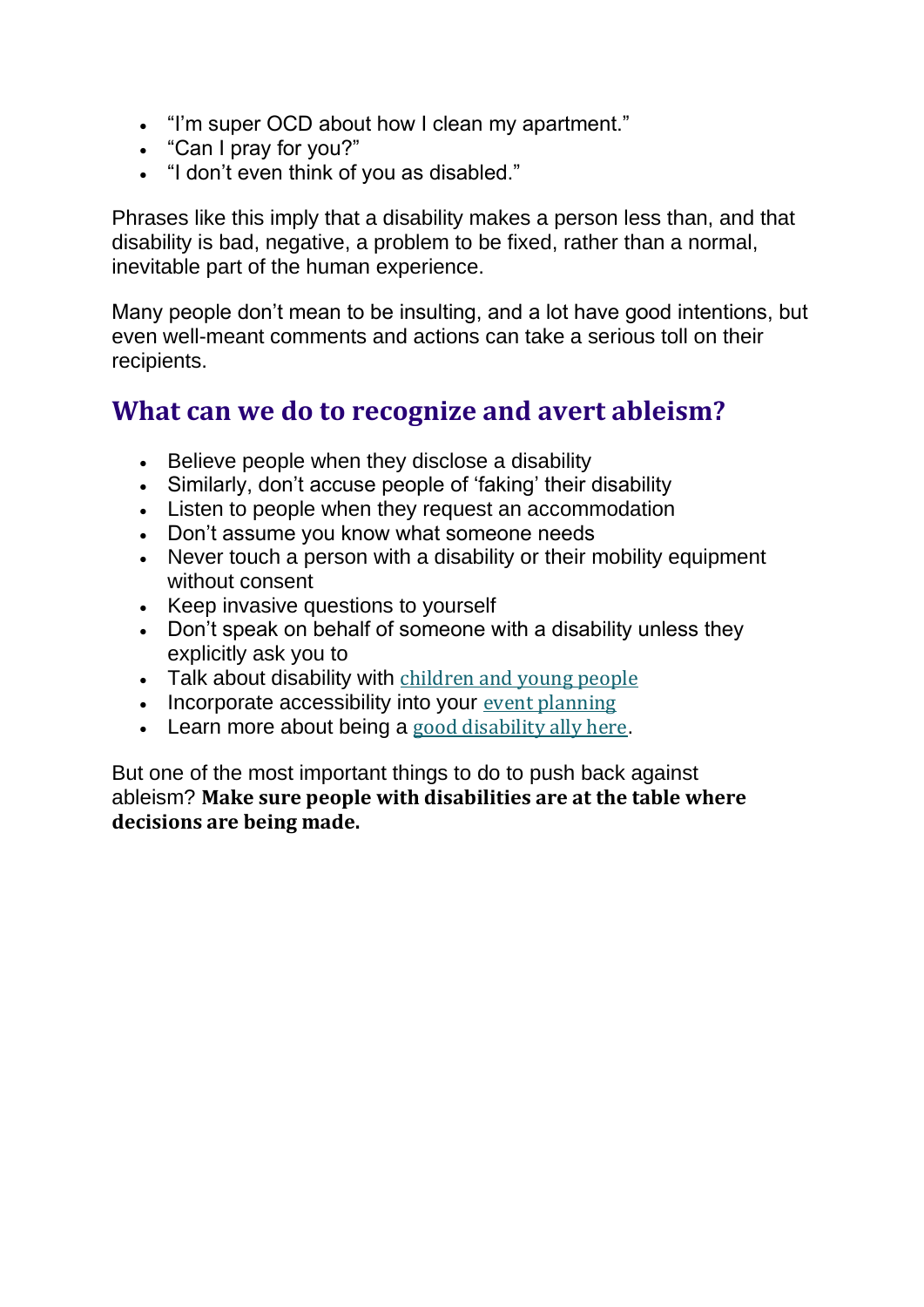- "I'm super OCD about how I clean my apartment."
- "Can I pray for you?"
- "I don't even think of you as disabled."

Phrases like this imply that a disability makes a person less than, and that disability is bad, negative, a problem to be fixed, rather than a normal, inevitable part of the human experience.

Many people don't mean to be insulting, and a lot have good intentions, but even well-meant comments and actions can take a serious toll on their recipients.

## What can we do to recognize and avert ableism?

- Believe people when they disclose a disability
- Similarly, don't accuse people of 'faking' their disability
- Listen to people when they request an accommodation
- Don't assume you know what someone needs
- Never touch a person with a disability or their mobility equipment without consent
- Keep invasive questions to yourself
- Don't speak on behalf of someone with a disability unless they explicitly ask you to
- Talk about disability with children and young people
- Incorporate accessibility into your event planning
- Learn more about being a good disability ally here.

But one of the most important things to do to push back against ableism? **Make sure people with disabilities are at the table where decisions are being made.**